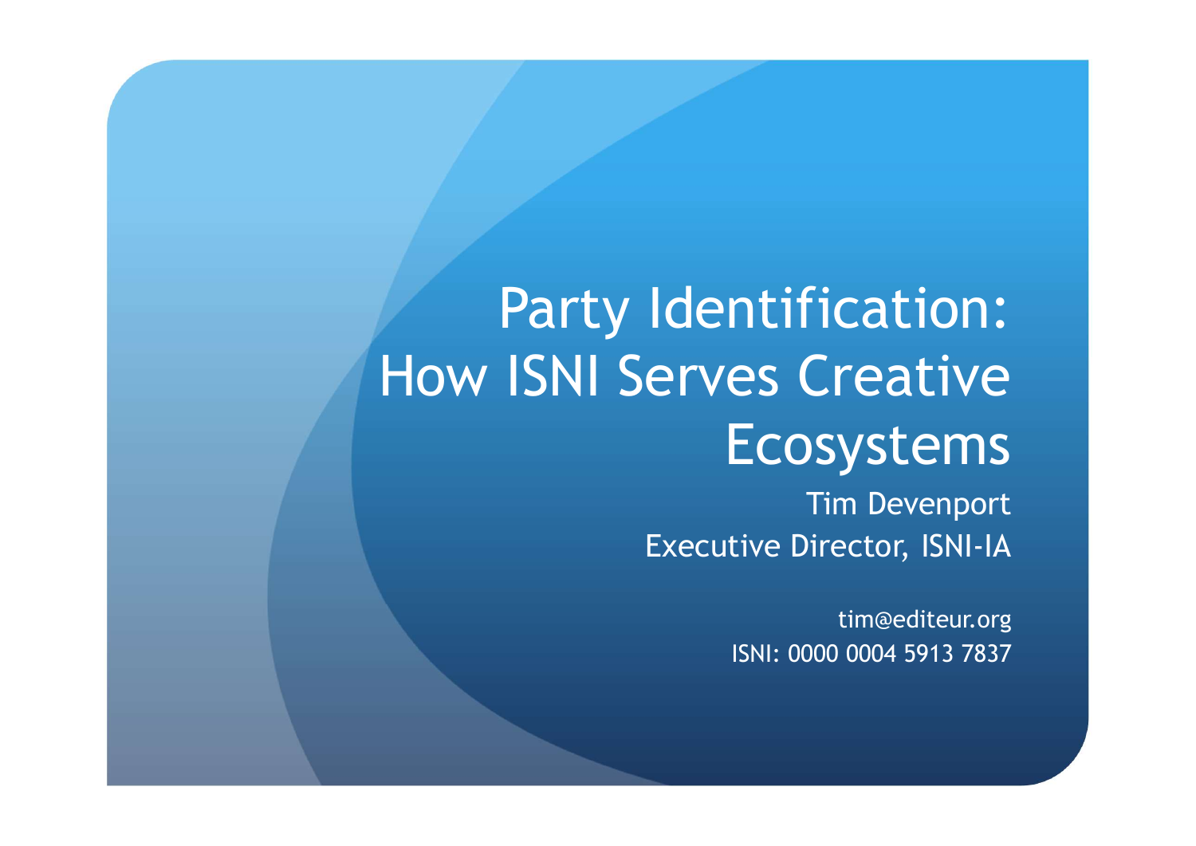# Party Identification: How ISNI Serves Creative Ecosystems

Tim Devenport

Executive Director, ISNI-IA

tim@editeur.org

ISNI: 0000 0004 5913 7837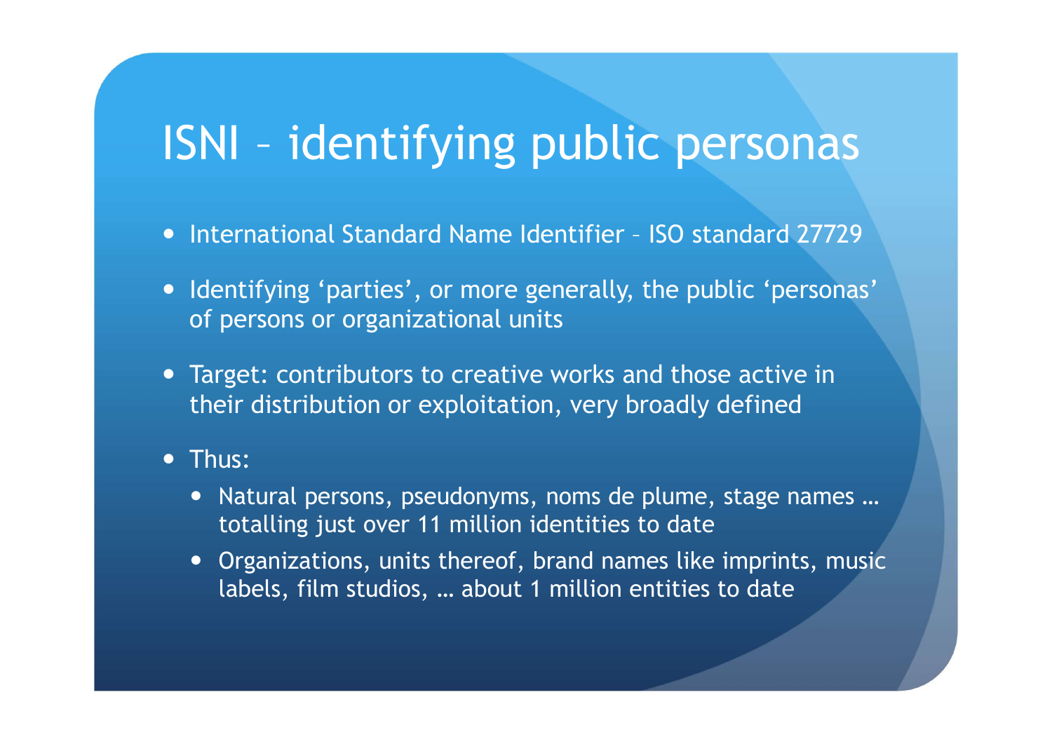# ISNI – identifying public personas

- International Standard Name Identifier – ISO standard 27729
- Identifying 'parties', or more generally, the public 'personas' of persons or organizational units
- Target: contributors to creative works and those active in their distribution or exploitation, very broadly defined
- Thus:
  - Natural persons, pseudonyms, noms de plume, stage names … totalling just over 11 million identities to date
  - Organizations, units thereof, brand names like imprints, music labels, film studios, … about 1 million entities to date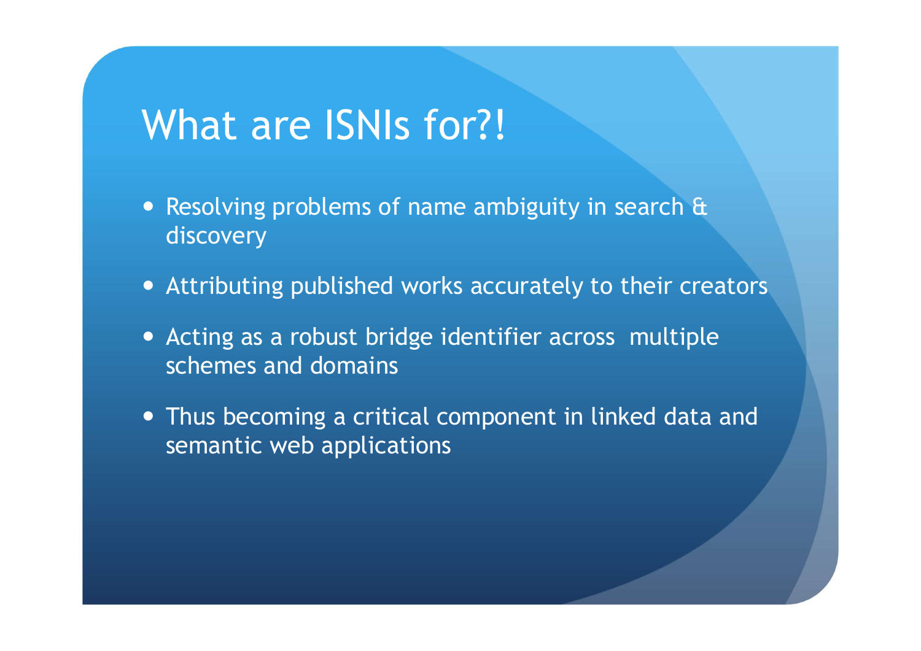# What are ISNIs for?!

- Resolving problems of name ambiguity in search & discovery
- Attributing published works accurately to their creators
- Acting as a robust bridge identifier across multiple schemes and domains
- Thus becoming a critical component in linked data and semantic web applications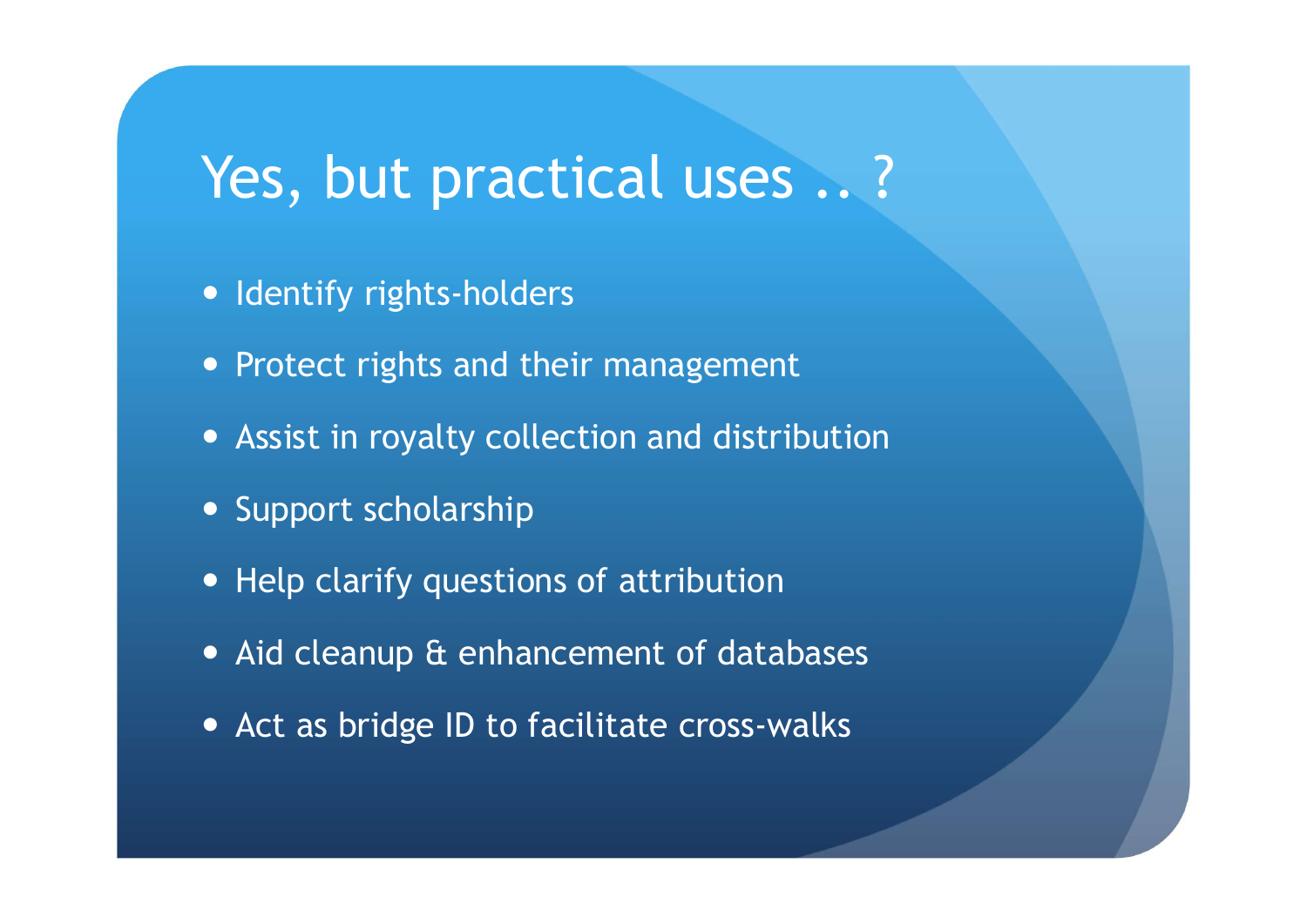# Yes, but practical uses .. ?

- Identify rights-holders
- Protect rights and their management
- Assist in royalty collection and distribution
- Support scholarship
- Help clarify questions of attribution
- Aid cleanup & enhancement of databases
- Act as bridge ID to facilitate cross-walks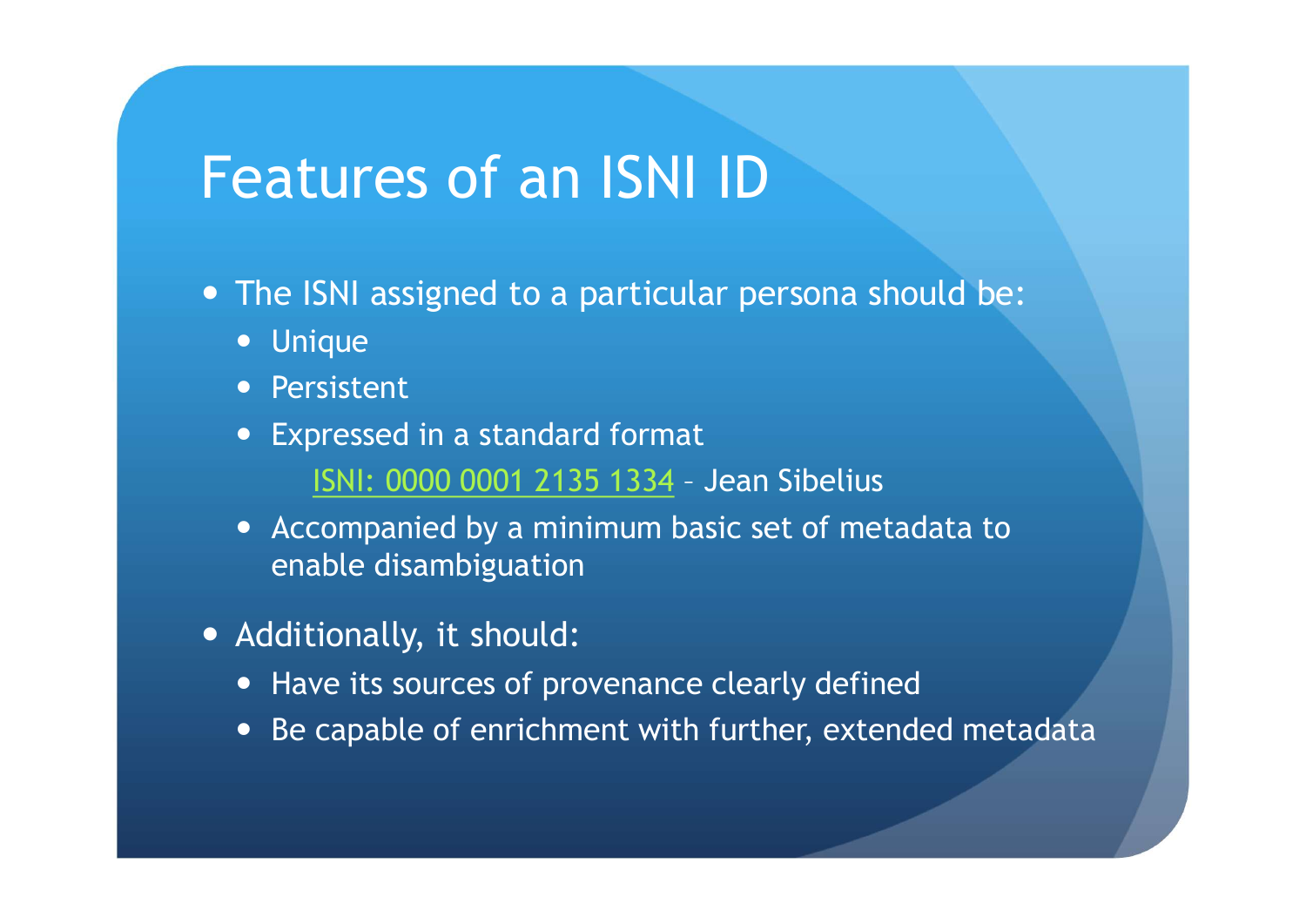# Features of an ISNI ID

- The ISNI assigned to a particular persona should be:
  - Unique
  - Persistent
  - Expressed in a standard format

    ISNI: 0000 0001 2135 1334 – Jean Sibelius
  - Accompanied by a minimum basic set of metadata to enable disambiguation
- Additionally, it should:
  - Have its sources of provenance clearly defined
  - Be capable of enrichment with further, extended metadata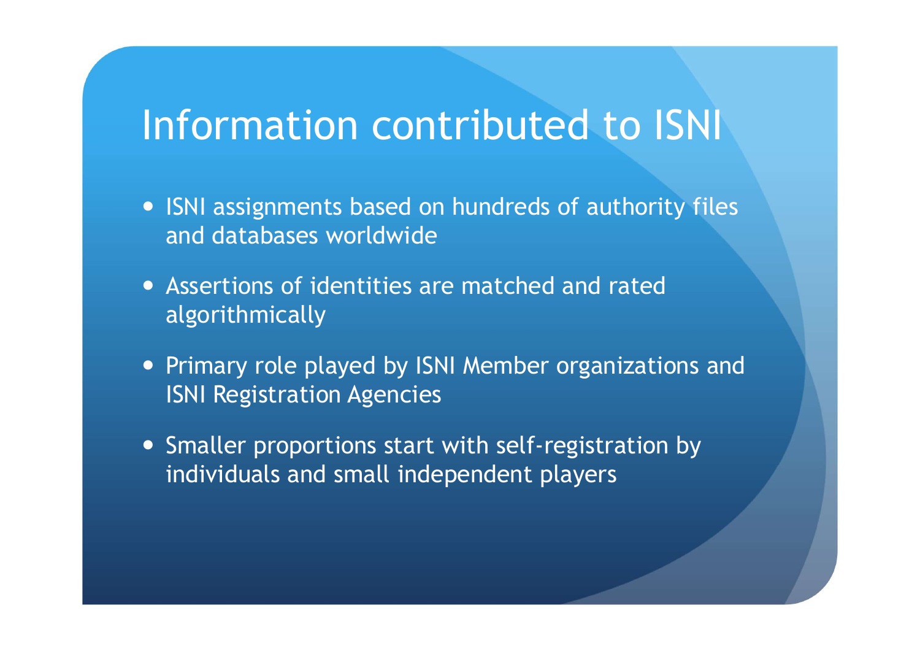# Information contributed to ISNI

- ISNI assignments based on hundreds of authority files and databases worldwide
- Assertions of identities are matched and rated algorithmically
- Primary role played by ISNI Member organizations and ISNI Registration Agencies
- Smaller proportions start with self-registration by individuals and small independent players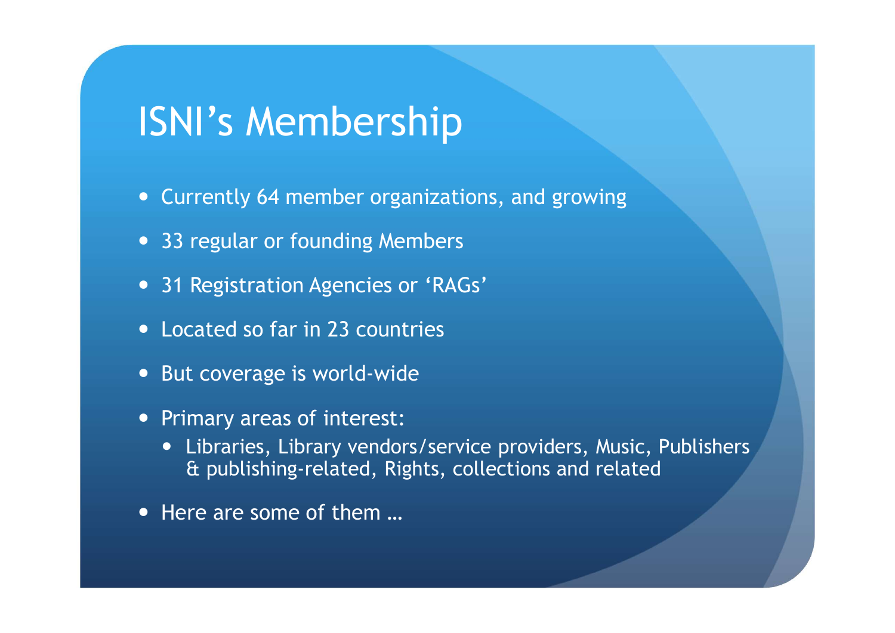# ISNI’s Membership

- Currently 64 member organizations, and growing
- 33 regular or founding Members
- 31 Registration Agencies or ‘RAGs’
- Located so far in 23 countries
- But coverage is world-wide
- Primary areas of interest:
  - Libraries, Library vendors/service providers, Music, Publishers & publishing-related, Rights, collections and related
- Here are some of them …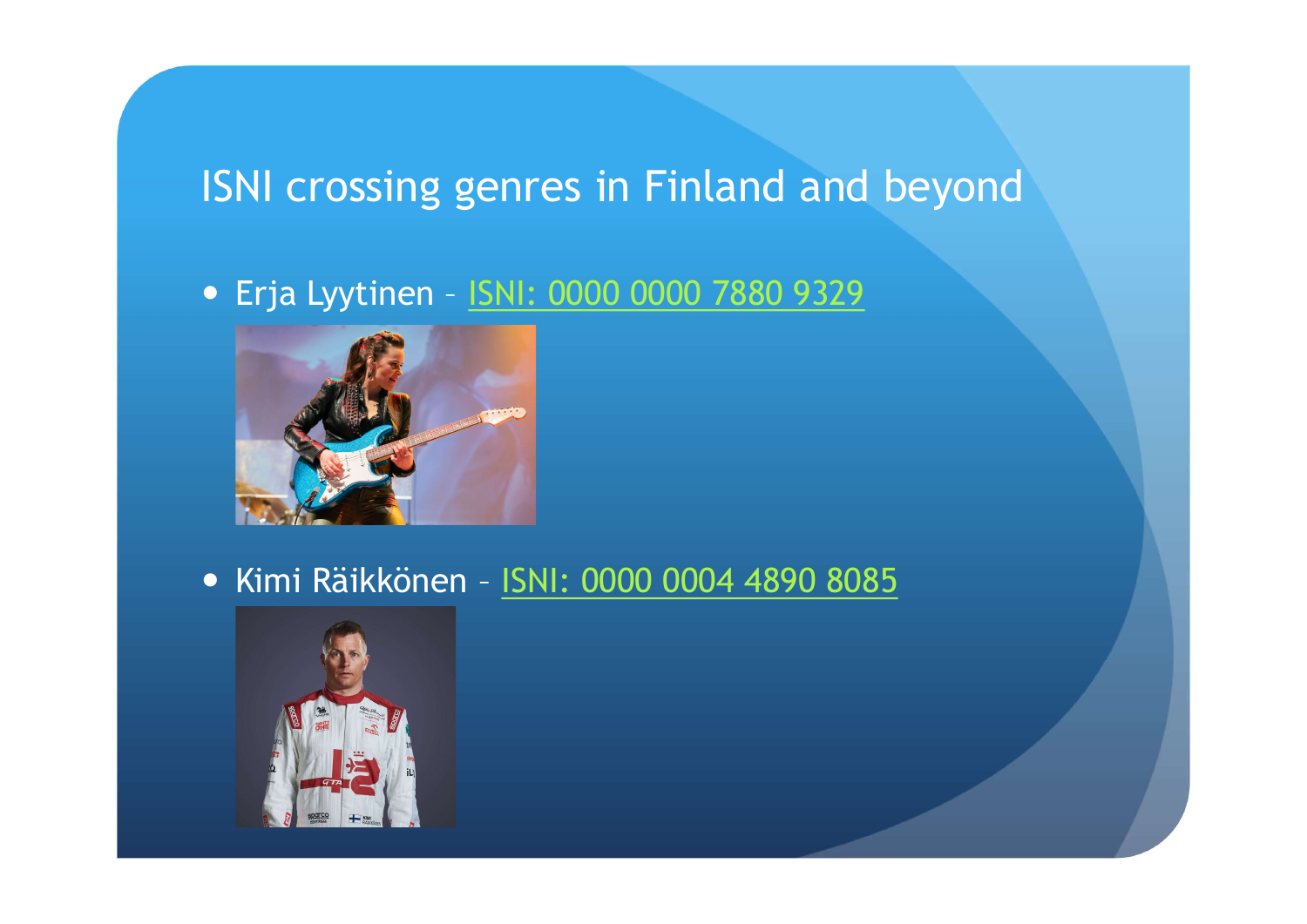# ISNI crossing genres in Finland and beyond

- Erja Lyytinen – ISNI: 0000 0000 7880 9329
- Kimi Räikkönen – ISNI: 0000 0004 4890 8085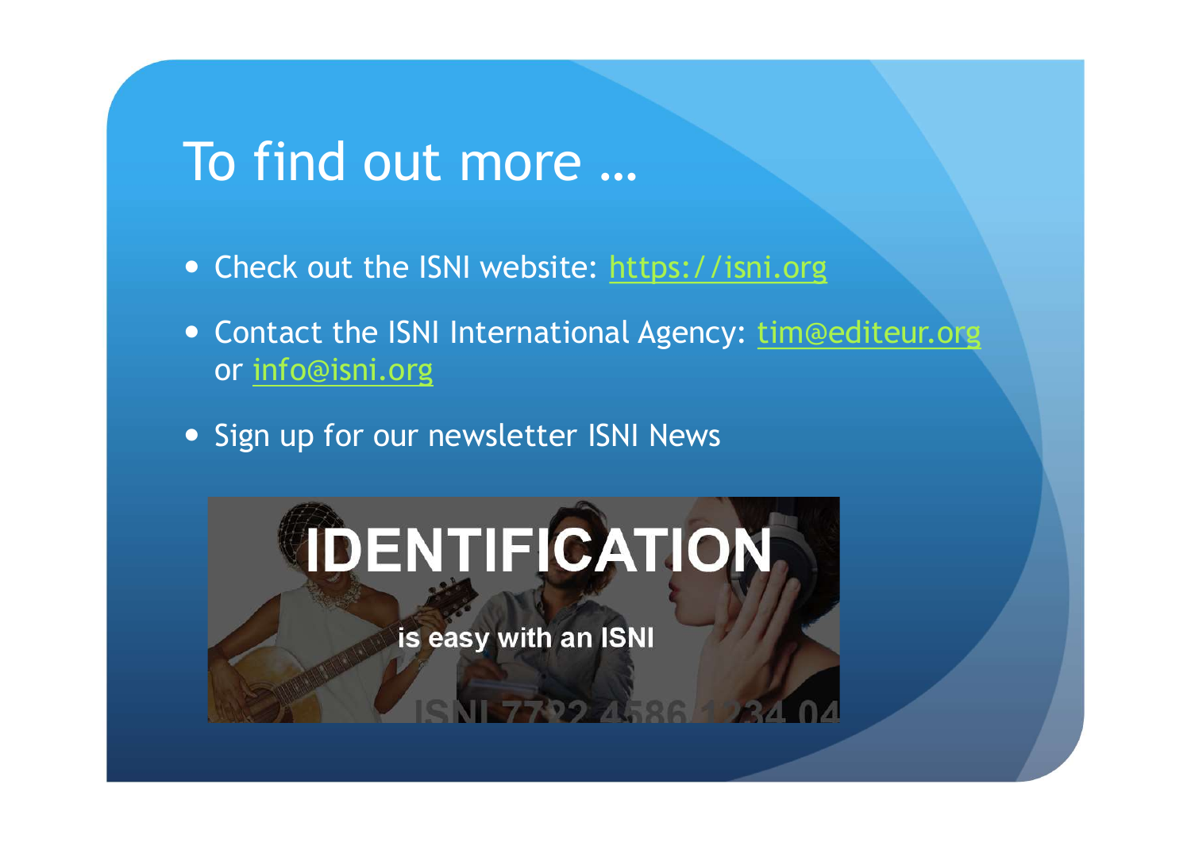# To find out more …

- Check out the ISNI website: https://isni.org
- Contact the ISNI International Agency: tim@editeur.org or info@isni.org
- Sign up for our newsletter ISNI News